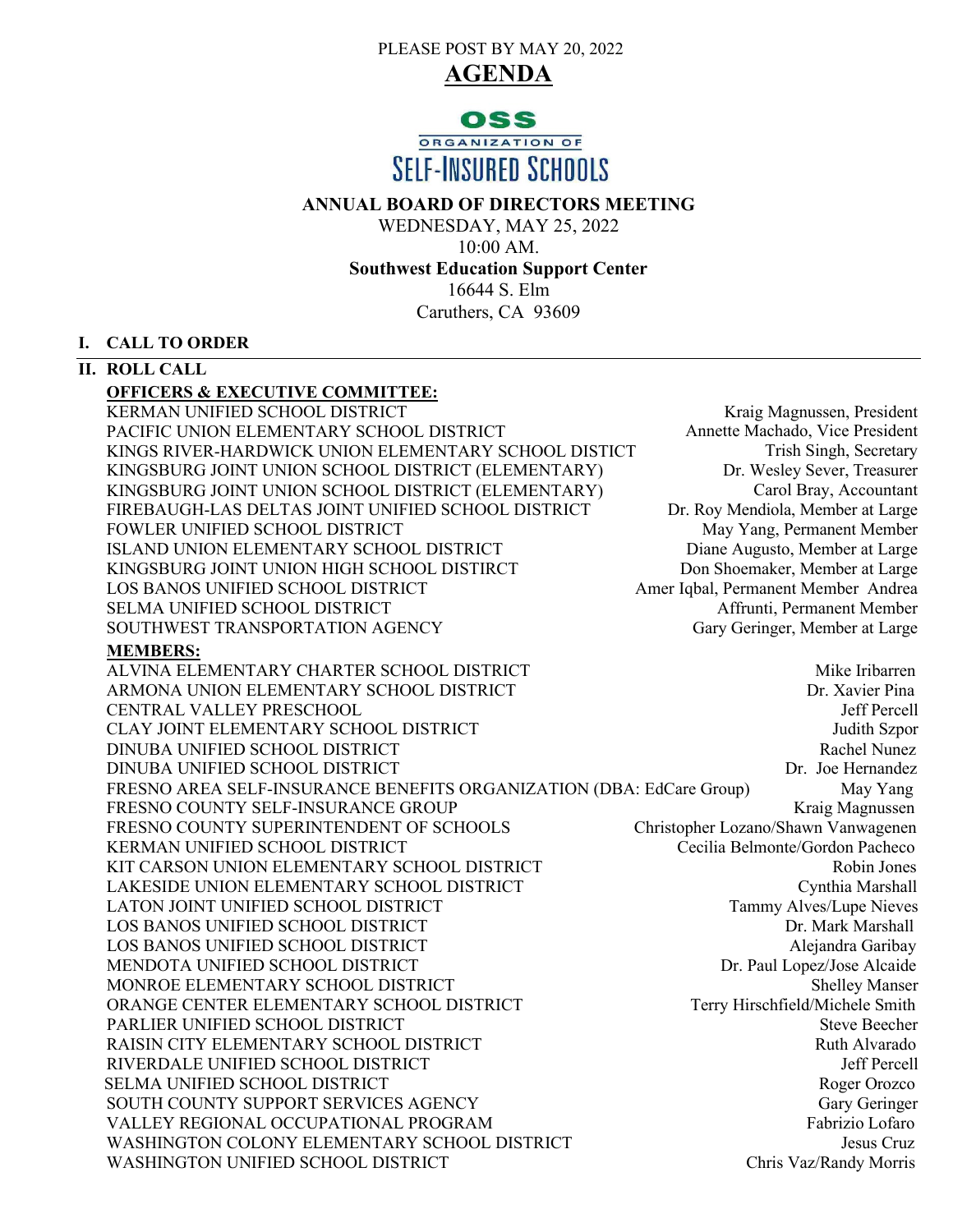PLEASE POST BY MAY 20, 2022

# AGENDA

OSS
ORGANIZATION OF
SELF-INSURED SCHOOLS

**ANNUAL BOARD OF DIRECTORS MEETING**

WEDNESDAY, MAY 25, 2022

10:00 AM.

**Southwest Education Support Center**

16644 S. Elm

Caruthers, CA 93609

## I. CALL TO ORDER

## II. ROLL CALL

**OFFICERS & EXECUTIVE COMMITTEE:**

| | |
|---|---|
| KERMAN UNIFIED SCHOOL DISTRICT | Kraig Magnussen, President |
| PACIFIC UNION ELEMENTARY SCHOOL DISTRICT | Annette Machado, Vice President |
| KINGS RIVER-HARDWICK UNION ELEMENTARY SCHOOL DISTICT | Trish Singh, Secretary |
| KINGSBURG JOINT UNION SCHOOL DISTRICT (ELEMENTARY) | Dr. Wesley Sever, Treasurer |
| KINGSBURG JOINT UNION SCHOOL DISTRICT (ELEMENTARY) | Carol Bray, Accountant |
| FIREBAUGH-LAS DELTAS JOINT UNIFIED SCHOOL DISTRICT | Dr. Roy Mendiola, Member at Large |
| FOWLER UNIFIED SCHOOL DISTRICT | May Yang, Permanent Member |
| ISLAND UNION ELEMENTARY SCHOOL DISTRICT | Diane Augusto, Member at Large |
| KINGSBURG JOINT UNION HIGH SCHOOL DISTIRCT | Don Shoemaker, Member at Large |
| LOS BANOS UNIFIED SCHOOL DISTRICT | Amer Iqbal, Permanent Member |
| SELMA UNIFIED SCHOOL DISTRICT | Andrea Affrunti, Permanent Member |
| SOUTHWEST TRANSPORTATION AGENCY | Gary Geringer, Member at Large |

**MEMBERS:**

| | |
|---|---|
| ALVINA ELEMENTARY CHARTER SCHOOL DISTRICT | Mike Iribarren |
| ARMONA UNION ELEMENTARY SCHOOL DISTRICT | Dr. Xavier Pina |
| CENTRAL VALLEY PRESCHOOL | Jeff Percell |
| CLAY JOINT ELEMENTARY SCHOOL DISTRICT | Judith Szpor |
| DINUBA UNIFIED SCHOOL DISTRICT | Rachel Nunez |
| DINUBA UNIFIED SCHOOL DISTRICT | Dr. Joe Hernandez |
| FRESNO AREA SELF-INSURANCE BENEFITS ORGANIZATION (DBA: EdCare Group) | May Yang |
| FRESNO COUNTY SELF-INSURANCE GROUP | Kraig Magnussen |
| FRESNO COUNTY SUPERINTENDENT OF SCHOOLS | Christopher Lozano/Shawn Vanwagenen |
| KERMAN UNIFIED SCHOOL DISTRICT | Cecilia Belmonte/Gordon Pacheco |
| KIT CARSON UNION ELEMENTARY SCHOOL DISTRICT | Robin Jones |
| LAKESIDE UNION ELEMENTARY SCHOOL DISTRICT | Cynthia Marshall |
| LATON JOINT UNIFIED SCHOOL DISTRICT | Tammy Alves/Lupe Nieves |
| LOS BANOS UNIFIED SCHOOL DISTRICT | Dr. Mark Marshall |
| LOS BANOS UNIFIED SCHOOL DISTRICT | Alejandra Garibay |
| MENDOTA UNIFIED SCHOOL DISTRICT | Dr. Paul Lopez/Jose Alcaide |
| MONROE ELEMENTARY SCHOOL DISTRICT | Shelley Manser |
| ORANGE CENTER ELEMENTARY SCHOOL DISTRICT | Terry Hirschfield/Michele Smith |
| PARLIER UNIFIED SCHOOL DISTRICT | Steve Beecher |
| RAISIN CITY ELEMENTARY SCHOOL DISTRICT | Ruth Alvarado |
| RIVERDALE UNIFIED SCHOOL DISTRICT | Jeff Percell |
| SELMA UNIFIED SCHOOL DISTRICT | Roger Orozco |
| SOUTH COUNTY SUPPORT SERVICES AGENCY | Gary Geringer |
| VALLEY REGIONAL OCCUPATIONAL PROGRAM | Fabrizio Lofaro |
| WASHINGTON COLONY ELEMENTARY SCHOOL DISTRICT | Jesus Cruz |
| WASHINGTON UNIFIED SCHOOL DISTRICT | Chris Vaz/Randy Morris |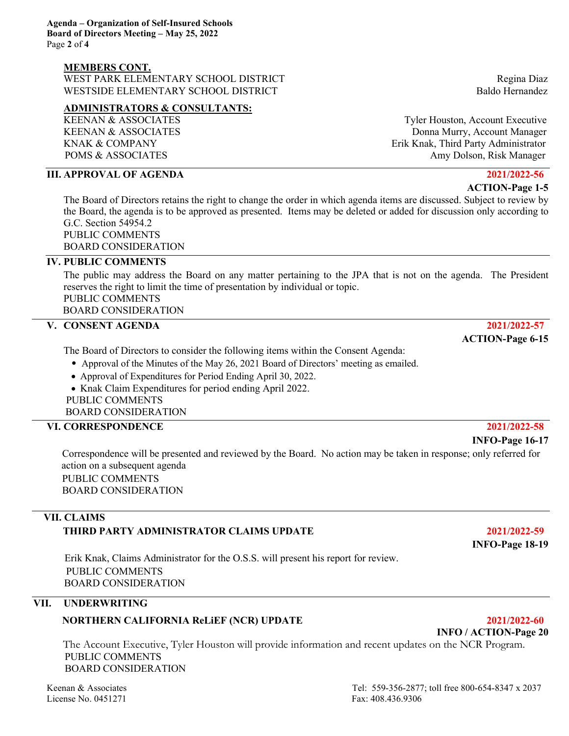**MEMBERS CONT.**

| | |
|---|---|
| WEST PARK ELEMENTARY SCHOOL DISTRICT | Regina Diaz |
| WESTSIDE ELEMENTARY SCHOOL DISTRICT | Baldo Hernandez |

**ADMINISTRATORS & CONSULTANTS:**

| | |
|---|---|
| KEENAN & ASSOCIATES | Tyler Houston, Account Executive |
| KEENAN & ASSOCIATES | Donna Murry, Account Manager |
| KNAK & COMPANY | Erik Knak, Third Party Administrator |
| POMS & ASSOCIATES | Amy Dolson, Risk Manager |

## III. APPROVAL OF AGENDA

**2021/2022-56**
**ACTION-Page 1-5**

The Board of Directors retains the right to change the order in which agenda items are discussed. Subject to review by the Board, the agenda is to be approved as presented. Items may be deleted or added for discussion only according to G.C. Section 54954.2

PUBLIC COMMENTS
BOARD CONSIDERATION

## IV. PUBLIC COMMENTS

The public may address the Board on any matter pertaining to the JPA that is not on the agenda. The President reserves the right to limit the time of presentation by individual or topic.

PUBLIC COMMENTS
BOARD CONSIDERATION

## V. CONSENT AGENDA

**2021/2022-57**
**ACTION-Page 6-15**

The Board of Directors to consider the following items within the Consent Agenda:

- Approval of the Minutes of the May 26, 2021 Board of Directors' meeting as emailed.
- Approval of Expenditures for Period Ending April 30, 2022.
- Knak Claim Expenditures for period ending April 2022.

PUBLIC COMMENTS
BOARD CONSIDERATION

## VI. CORRESPONDENCE

**2021/2022-58**
**INFO-Page 16-17**

Correspondence will be presented and reviewed by the Board. No action may be taken in response; only referred for action on a subsequent agenda

PUBLIC COMMENTS
BOARD CONSIDERATION

## VII. CLAIMS

### THIRD PARTY ADMINISTRATOR CLAIMS UPDATE

**2021/2022-59**
**INFO-Page 18-19**

Erik Knak, Claims Administrator for the O.S.S. will present his report for review.

PUBLIC COMMENTS
BOARD CONSIDERATION

## VII. UNDERWRITING

### NORTHERN CALIFORNIA ReLiEF (NCR) UPDATE

**2021/2022-60**
**INFO / ACTION-Page 20**

The Account Executive, Tyler Houston will provide information and recent updates on the NCR Program.

PUBLIC COMMENTS
BOARD CONSIDERATION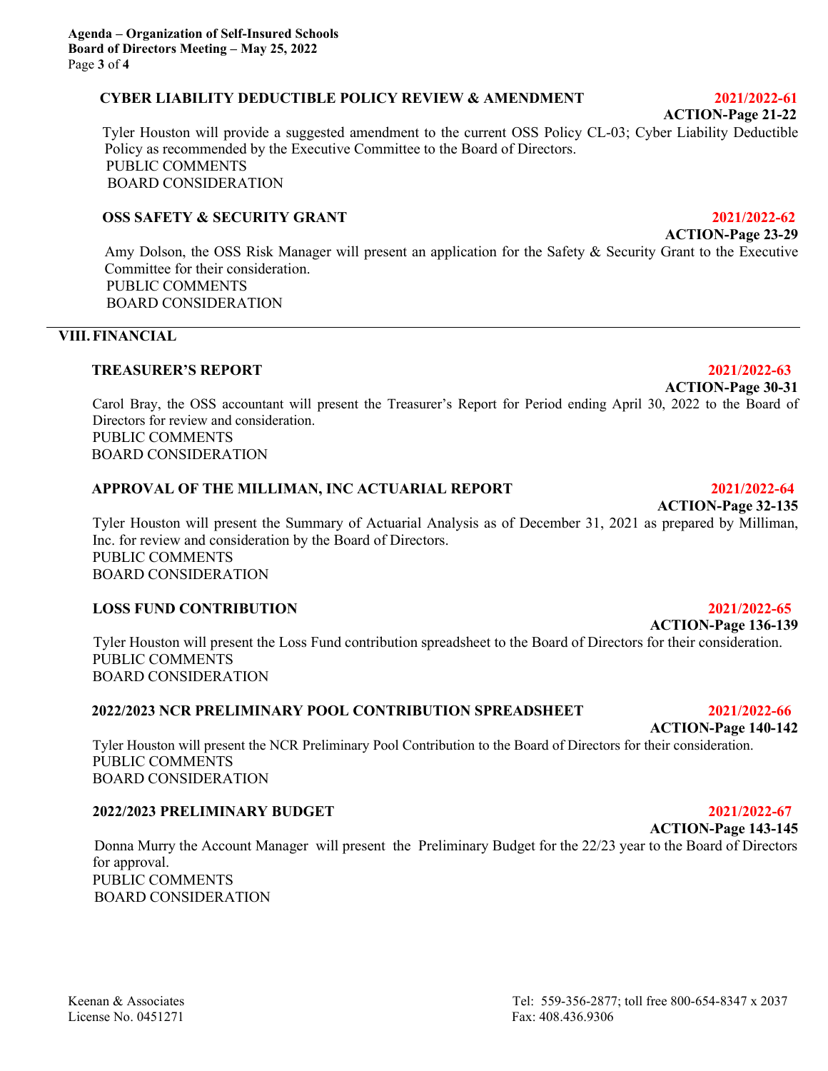**CYBER LIABILITY DEDUCTIBLE POLICY REVIEW & AMENDMENT** **2021/2022-61**

**ACTION-Page 21-22**

Tyler Houston will provide a suggested amendment to the current OSS Policy CL-03; Cyber Liability Deductible Policy as recommended by the Executive Committee to the Board of Directors.

PUBLIC COMMENTS

BOARD CONSIDERATION

**OSS SAFETY & SECURITY GRANT** **2021/2022-62**

**ACTION-Page 23-29**

Amy Dolson, the OSS Risk Manager will present an application for the Safety & Security Grant to the Executive Committee for their consideration.

PUBLIC COMMENTS

BOARD CONSIDERATION

## VIII. FINANCIAL

**TREASURER'S REPORT** **2021/2022-63**

**ACTION-Page 30-31**

Carol Bray, the OSS accountant will present the Treasurer's Report for Period ending April 30, 2022 to the Board of Directors for review and consideration.

PUBLIC COMMENTS

BOARD CONSIDERATION

**APPROVAL OF THE MILLIMAN, INC ACTUARIAL REPORT** **2021/2022-64**

**ACTION-Page 32-135**

Tyler Houston will present the Summary of Actuarial Analysis as of December 31, 2021 as prepared by Milliman, Inc. for review and consideration by the Board of Directors.

PUBLIC COMMENTS

BOARD CONSIDERATION

**LOSS FUND CONTRIBUTION** **2021/2022-65**

**ACTION-Page 136-139**

Tyler Houston will present the Loss Fund contribution spreadsheet to the Board of Directors for their consideration.

PUBLIC COMMENTS

BOARD CONSIDERATION

**2022/2023 NCR PRELIMINARY POOL CONTRIBUTION SPREADSHEET** **2021/2022-66**

**ACTION-Page 140-142**

Tyler Houston will present the NCR Preliminary Pool Contribution to the Board of Directors for their consideration.

PUBLIC COMMENTS

BOARD CONSIDERATION

**2022/2023 PRELIMINARY BUDGET** **2021/2022-67**

**ACTION-Page 143-145**

Donna Murry the Account Manager will present the Preliminary Budget for the 22/23 year to the Board of Directors for approval.

PUBLIC COMMENTS

BOARD CONSIDERATION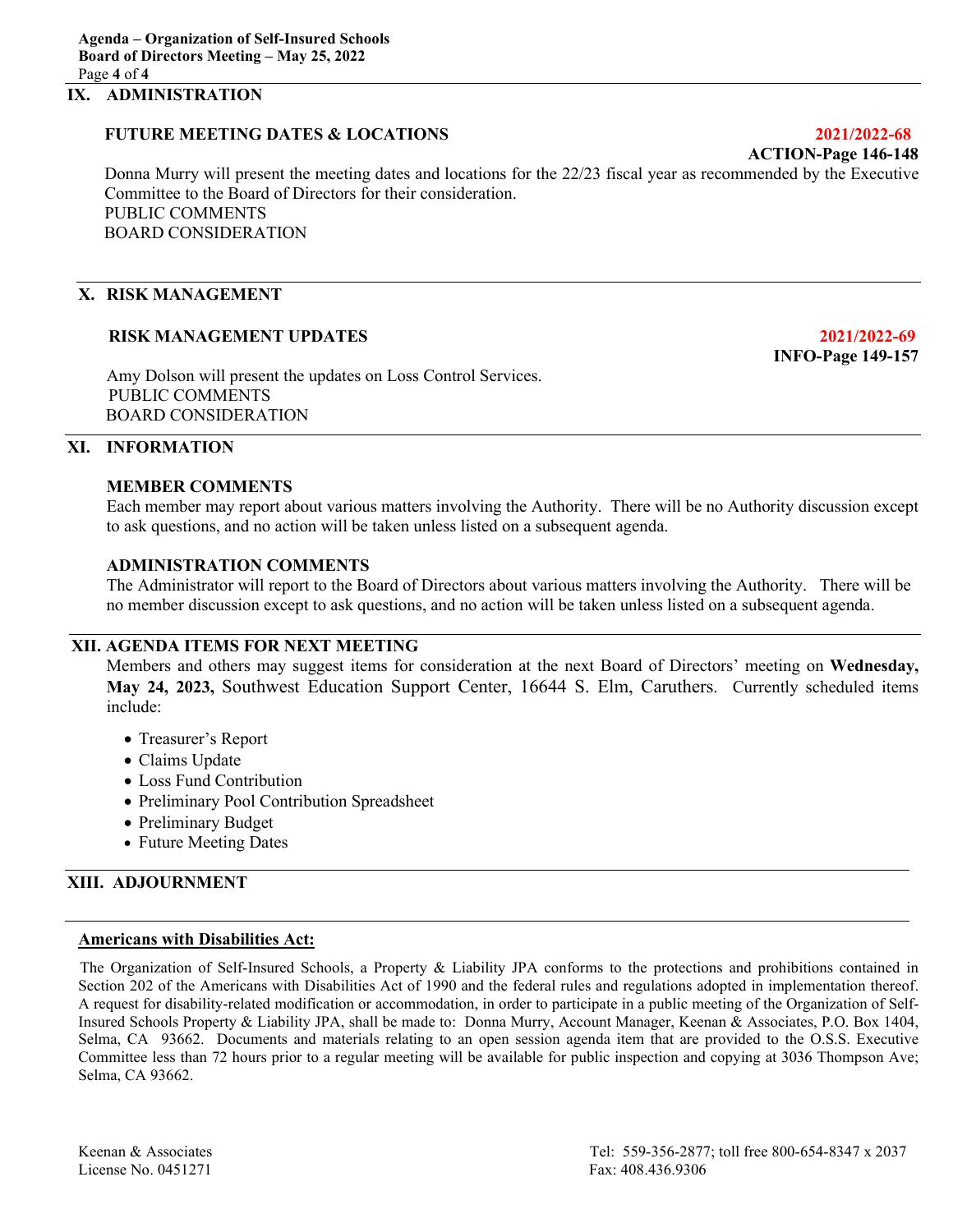## IX. ADMINISTRATION

**FUTURE MEETING DATES & LOCATIONS** **2021/2022-68**
**ACTION-Page 146-148**

Donna Murry will present the meeting dates and locations for the 22/23 fiscal year as recommended by the Executive Committee to the Board of Directors for their consideration.
PUBLIC COMMENTS
BOARD CONSIDERATION

## X. RISK MANAGEMENT

**RISK MANAGEMENT UPDATES** **2021/2022-69**
**INFO-Page 149-157**

Amy Dolson will present the updates on Loss Control Services.
PUBLIC COMMENTS
BOARD CONSIDERATION

## XI. INFORMATION

**MEMBER COMMENTS**
Each member may report about various matters involving the Authority. There will be no Authority discussion except to ask questions, and no action will be taken unless listed on a subsequent agenda.

**ADMINISTRATION COMMENTS**
The Administrator will report to the Board of Directors about various matters involving the Authority. There will be no member discussion except to ask questions, and no action will be taken unless listed on a subsequent agenda.

## XII. AGENDA ITEMS FOR NEXT MEETING

Members and others may suggest items for consideration at the next Board of Directors' meeting on **Wednesday, May 24, 2023,** Southwest Education Support Center, 16644 S. Elm, Caruthers. Currently scheduled items include:

- Treasurer's Report
- Claims Update
- Loss Fund Contribution
- Preliminary Pool Contribution Spreadsheet
- Preliminary Budget
- Future Meeting Dates

## XIII. ADJOURNMENT

**Americans with Disabilities Act:**

The Organization of Self-Insured Schools, a Property & Liability JPA conforms to the protections and prohibitions contained in Section 202 of the Americans with Disabilities Act of 1990 and the federal rules and regulations adopted in implementation thereof. A request for disability-related modification or accommodation, in order to participate in a public meeting of the Organization of Self-Insured Schools Property & Liability JPA, shall be made to: Donna Murry, Account Manager, Keenan & Associates, P.O. Box 1404, Selma, CA 93662. Documents and materials relating to an open session agenda item that are provided to the O.S.S. Executive Committee less than 72 hours prior to a regular meeting will be available for public inspection and copying at 3036 Thompson Ave; Selma, CA 93662.

Keenan & Associates
License No. 0451271

Tel: 559-356-2877; toll free 800-654-8347 x 2037
Fax: 408.436.9306